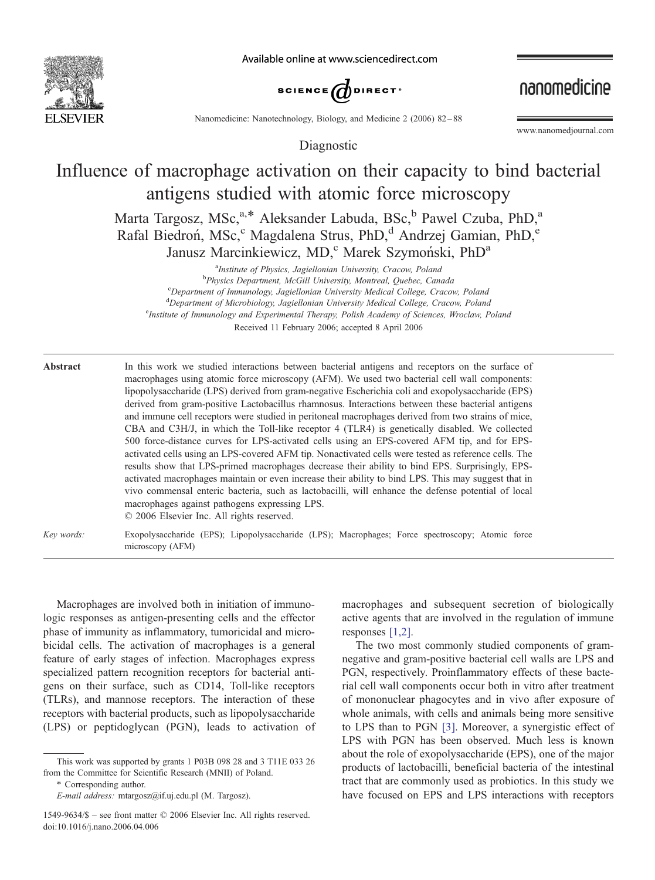Diagnostic

# Influence of macrophage activation on their capacity to bind bacterial antigens studied with atomic force microscopy

Marta Targosz, MSc,[a,*] Aleksander Labuda, BSc,[b] Pawel Czuba, PhD,[a] Rafal Biedroń, MSc,[c] Magdalena Strus, PhD,[d] Andrzej Gamian, PhD,[e] Janusz Marcinkiewicz, MD,[c] Marek Szymoński, PhD[a]

[a]*Institute of Physics, Jagiellonian University, Cracow, Poland*
[b]*Physics Department, McGill University, Montreal, Quebec, Canada*
[c]*Department of Immunology, Jagiellonian University Medical College, Cracow, Poland*
[d]*Department of Microbiology, Jagiellonian University Medical College, Cracow, Poland*
[e]*Institute of Immunology and Experimental Therapy, Polish Academy of Sciences, Wroclaw, Poland*

Received 11 February 2006; accepted 8 April 2006

**Abstract**

In this work we studied interactions between bacterial antigens and receptors on the surface of macrophages using atomic force microscopy (AFM). We used two bacterial cell wall components: lipopolysaccharide (LPS) derived from gram-negative Escherichia coli and exopolysaccharide (EPS) derived from gram-positive Lactobacillus rhamnosus. Interactions between these bacterial antigens and immune cell receptors were studied in peritoneal macrophages derived from two strains of mice, CBA and C3H/J, in which the Toll-like receptor 4 (TLR4) is genetically disabled. We collected 500 force-distance curves for LPS-activated cells using an EPS-covered AFM tip, and for EPS-activated cells using an LPS-covered AFM tip. Nonactivated cells were tested as reference cells. The results show that LPS-primed macrophages decrease their ability to bind EPS. Surprisingly, EPS-activated macrophages maintain or even increase their ability to bind LPS. This may suggest that in vivo commensal enteric bacteria, such as lactobacilli, will enhance the defense potential of local macrophages against pathogens expressing LPS.
© 2006 Elsevier Inc. All rights reserved.

*Key words:* Exopolysaccharide (EPS); Lipopolysaccharide (LPS); Macrophages; Force spectroscopy; Atomic force microscopy (AFM)

Macrophages are involved both in initiation of immunologic responses as antigen-presenting cells and the effector phase of immunity as inflammatory, tumoricidal and microbicidal cells. The activation of macrophages is a general feature of early stages of infection. Macrophages express specialized pattern recognition receptors for bacterial antigens on their surface, such as CD14, Toll-like receptors (TLRs), and mannose receptors. The interaction of these receptors with bacterial products, such as lipopolysaccharide (LPS) or peptidoglycan (PGN), leads to activation of macrophages and subsequent secretion of biologically active agents that are involved in the regulation of immune responses [1,2].

The two most commonly studied components of gram-negative and gram-positive bacterial cell walls are LPS and PGN, respectively. Proinflammatory effects of these bacterial cell wall components occur both in vitro after treatment of mononuclear phagocytes and in vivo after exposure of whole animals, with cells and animals being more sensitive to LPS than to PGN [3]. Moreover, a synergistic effect of LPS with PGN has been observed. Much less is known about the role of exopolysaccharide (EPS), one of the major products of lactobacilli, beneficial bacteria of the intestinal tract that are commonly used as probiotics. In this study we have focused on EPS and LPS interactions with receptors

This work was supported by grants 1 P03B 098 28 and 3 T11E 033 26 from the Committee for Scientific Research (MNII) of Poland.

\* Corresponding author.
*E-mail address:* mtargosz@if.uj.edu.pl (M. Targosz).

1549-9634/$ – see front matter © 2006 Elsevier Inc. All rights reserved.
doi:10.1016/j.nano.2006.04.006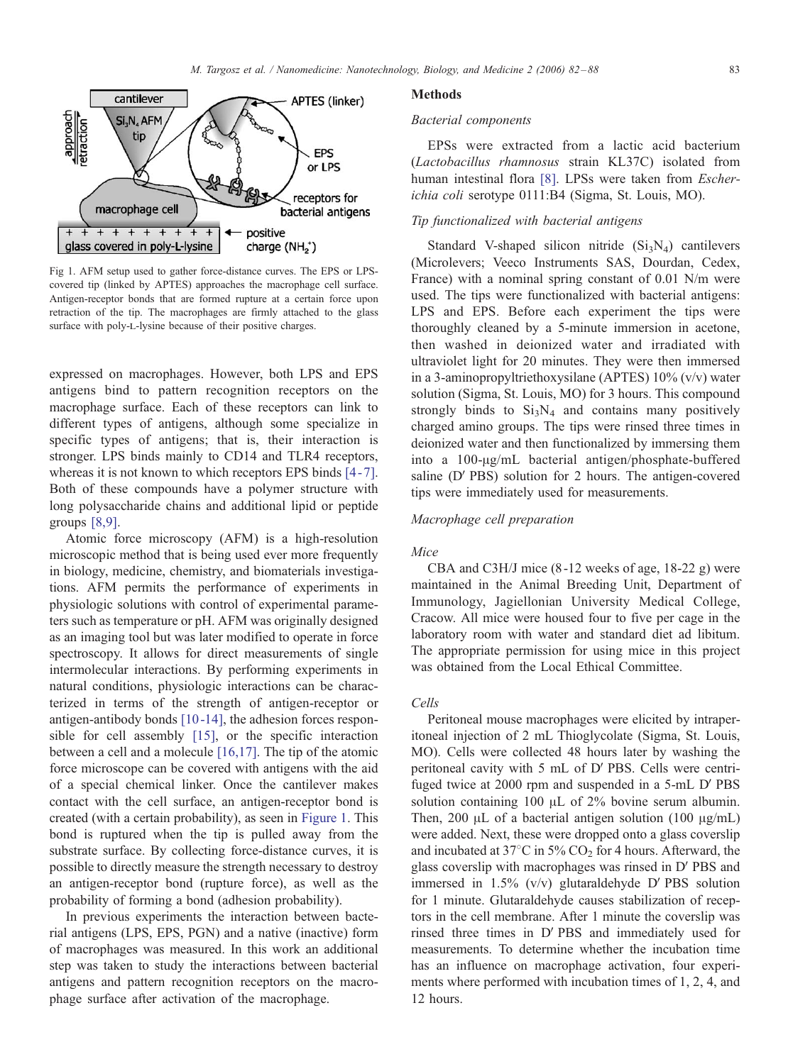Fig 1. AFM setup used to gather force-distance curves. The EPS or LPS-covered tip (linked by APTES) approaches the macrophage cell surface. Antigen-receptor bonds that are formed rupture at a certain force upon retraction of the tip. The macrophages are firmly attached to the glass surface with poly-L-lysine because of their positive charges.

expressed on macrophages. However, both LPS and EPS antigens bind to pattern recognition receptors on the macrophage surface. Each of these receptors can link to different types of antigens, although some specialize in specific types of antigens; that is, their interaction is stronger. LPS binds mainly to CD14 and TLR4 receptors, whereas it is not known to which receptors EPS binds [4-7]. Both of these compounds have a polymer structure with long polysaccharide chains and additional lipid or peptide groups [8,9].

Atomic force microscopy (AFM) is a high-resolution microscopic method that is being used ever more frequently in biology, medicine, chemistry, and biomaterials investigations. AFM permits the performance of experiments in physiologic solutions with control of experimental parameters such as temperature or pH. AFM was originally designed as an imaging tool but was later modified to operate in force spectroscopy. It allows for direct measurements of single intermolecular interactions. By performing experiments in natural conditions, physiologic interactions can be characterized in terms of the strength of antigen-receptor or antigen-antibody bonds [10-14], the adhesion forces responsible for cell assembly [15], or the specific interaction between a cell and a molecule [16,17]. The tip of the atomic force microscope can be covered with antigens with the aid of a special chemical linker. Once the cantilever makes contact with the cell surface, an antigen-receptor bond is created (with a certain probability), as seen in Figure 1. This bond is ruptured when the tip is pulled away from the substrate surface. By collecting force-distance curves, it is possible to directly measure the strength necessary to destroy an antigen-receptor bond (rupture force), as well as the probability of forming a bond (adhesion probability).

In previous experiments the interaction between bacterial antigens (LPS, EPS, PGN) and a native (inactive) form of macrophages was measured. In this work an additional step was taken to study the interactions between bacterial antigens and pattern recognition receptors on the macrophage surface after activation of the macrophage.

## Methods

### Bacterial components

EPSs were extracted from a lactic acid bacterium (*Lactobacillus rhamnosus* strain KL37C) isolated from human intestinal flora [8]. LPSs were taken from *Escherichia coli* serotype 0111:B4 (Sigma, St. Louis, MO).

### Tip functionalized with bacterial antigens

Standard V-shaped silicon nitride ($Si_3N_4$) cantilevers (Microlevers; Veeco Instruments SAS, Dourdan, Cedex, France) with a nominal spring constant of 0.01 N/m were used. The tips were functionalized with bacterial antigens: LPS and EPS. Before each experiment the tips were thoroughly cleaned by a 5-minute immersion in acetone, then washed in deionized water and irradiated with ultraviolet light for 20 minutes. They were then immersed in a 3-aminopropyltriethoxysilane (APTES) 10% (v/v) water solution (Sigma, St. Louis, MO) for 3 hours. This compound strongly binds to $Si_3N_4$ and contains many positively charged amino groups. The tips were rinsed three times in deionized water and then functionalized by immersing them into a 100-μg/mL bacterial antigen/phosphate-buffered saline (D′ PBS) solution for 2 hours. The antigen-covered tips were immediately used for measurements.

### Macrophage cell preparation

#### Mice

CBA and C3H/J mice (8-12 weeks of age, 18-22 g) were maintained in the Animal Breeding Unit, Department of Immunology, Jagiellonian University Medical College, Cracow. All mice were housed four to five per cage in the laboratory room with water and standard diet ad libitum. The appropriate permission for using mice in this project was obtained from the Local Ethical Committee.

#### Cells

Peritoneal mouse macrophages were elicited by intraperitoneal injection of 2 mL Thioglycolate (Sigma, St. Louis, MO). Cells were collected 48 hours later by washing the peritoneal cavity with 5 mL of D′ PBS. Cells were centrifuged twice at 2000 rpm and suspended in a 5-mL D′ PBS solution containing 100 μL of 2% bovine serum albumin. Then, 200 μL of a bacterial antigen solution (100 μg/mL) were added. Next, these were dropped onto a glass coverslip and incubated at 37°C in 5% $CO_2$ for 4 hours. Afterward, the glass coverslip with macrophages was rinsed in D′ PBS and immersed in 1.5% (v/v) glutaraldehyde D′ PBS solution for 1 minute. Glutaraldehyde causes stabilization of receptors in the cell membrane. After 1 minute the coverslip was rinsed three times in D′ PBS and immediately used for measurements. To determine whether the incubation time has an influence on macrophage activation, four experiments where performed with incubation times of 1, 2, 4, and 12 hours.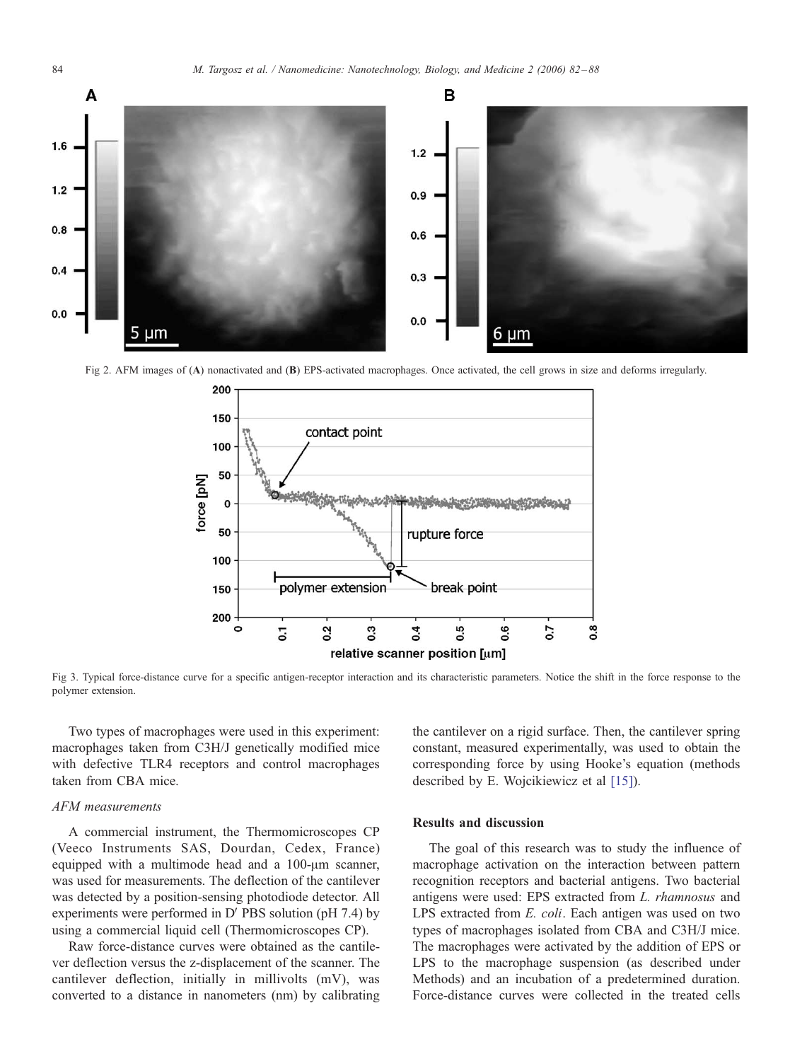Fig 2. AFM images of (**A**) nonactivated and (**B**) EPS-activated macrophages. Once activated, the cell grows in size and deforms irregularly.

Fig 3. Typical force-distance curve for a specific antigen-receptor interaction and its characteristic parameters. Notice the shift in the force response to the polymer extension.

Two types of macrophages were used in this experiment: macrophages taken from C3H/J genetically modified mice with defective TLR4 receptors and control macrophages taken from CBA mice.

*AFM measurements*

A commercial instrument, the Thermomicroscopes CP (Veeco Instruments SAS, Dourdan, Cedex, France) equipped with a multimode head and a 100-μm scanner, was used for measurements. The deflection of the cantilever was detected by a position-sensing photodiode detector. All experiments were performed in D′ PBS solution (pH 7.4) by using a commercial liquid cell (Thermomicroscopes CP).

Raw force-distance curves were obtained as the cantilever deflection versus the z-displacement of the scanner. The cantilever deflection, initially in millivolts (mV), was converted to a distance in nanometers (nm) by calibrating the cantilever on a rigid surface. Then, the cantilever spring constant, measured experimentally, was used to obtain the corresponding force by using Hooke's equation (methods described by E. Wojcikiewicz et al [15]).

## Results and discussion

The goal of this research was to study the influence of macrophage activation on the interaction between pattern recognition receptors and bacterial antigens. Two bacterial antigens were used: EPS extracted from *L. rhamnosus* and LPS extracted from *E. coli*. Each antigen was used on two types of macrophages isolated from CBA and C3H/J mice. The macrophages were activated by the addition of EPS or LPS to the macrophage suspension (as described under Methods) and an incubation of a predetermined duration. Force-distance curves were collected in the treated cells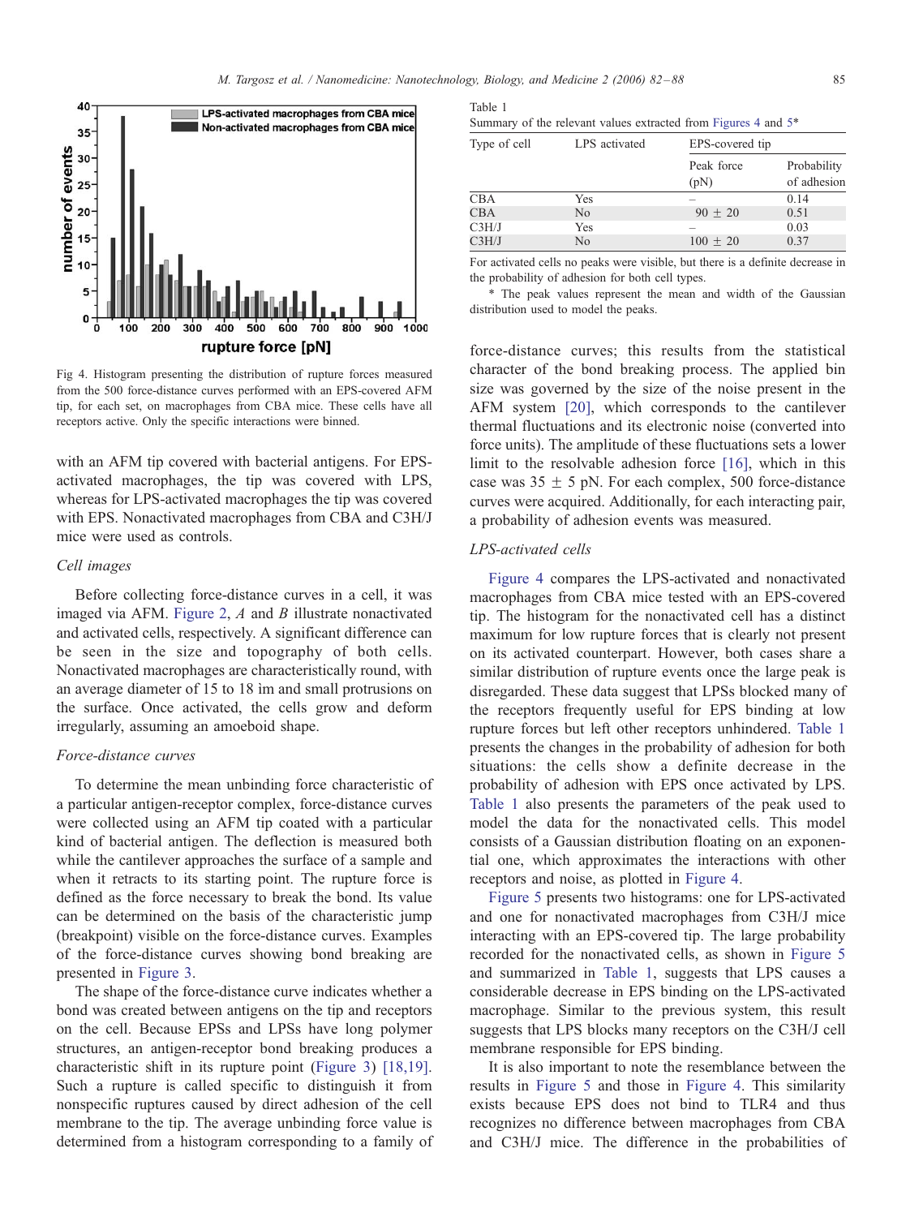Fig 4. Histogram presenting the distribution of rupture forces measured from the 500 force-distance curves performed with an EPS-covered AFM tip, for each set, on macrophages from CBA mice. These cells have all receptors active. Only the specific interactions were binned.

with an AFM tip covered with bacterial antigens. For EPS-activated macrophages, the tip was covered with LPS, whereas for LPS-activated macrophages the tip was covered with EPS. Nonactivated macrophages from CBA and C3H/J mice were used as controls.

### Cell images

Before collecting force-distance curves in a cell, it was imaged via AFM. Figure 2, *A* and *B* illustrate nonactivated and activated cells, respectively. A significant difference can be seen in the size and topography of both cells. Nonactivated macrophages are characteristically round, with an average diameter of 15 to 18 im and small protrusions on the surface. Once activated, the cells grow and deform irregularly, assuming an amoeboid shape.

### Force-distance curves

To determine the mean unbinding force characteristic of a particular antigen-receptor complex, force-distance curves were collected using an AFM tip coated with a particular kind of bacterial antigen. The deflection is measured both while the cantilever approaches the surface of a sample and when it retracts to its starting point. The rupture force is defined as the force necessary to break the bond. Its value can be determined on the basis of the characteristic jump (breakpoint) visible on the force-distance curves. Examples of the force-distance curves showing bond breaking are presented in Figure 3.

The shape of the force-distance curve indicates whether a bond was created between antigens on the tip and receptors on the cell. Because EPSs and LPSs have long polymer structures, an antigen-receptor bond breaking produces a characteristic shift in its rupture point (Figure 3) [18,19]. Such a rupture is called specific to distinguish it from nonspecific ruptures caused by direct adhesion of the cell membrane to the tip. The average unbinding force value is determined from a histogram corresponding to a family of force-distance curves; this results from the statistical character of the bond breaking process. The applied bin size was governed by the size of the noise present in the AFM system [20], which corresponds to the cantilever thermal fluctuations and its electronic noise (converted into force units). The amplitude of these fluctuations sets a lower limit to the resolvable adhesion force [16], which in this case was 35 ± 5 pN. For each complex, 500 force-distance curves were acquired. Additionally, for each interacting pair, a probability of adhesion events was measured.

Table 1
Summary of the relevant values extracted from Figures 4 and 5*

| Type of cell | LPS activated | EPS-covered tip | |
|---|---|---|---|
| | | Peak force (pN) | Probability of adhesion |
| CBA | Yes | – | 0.14 |
| CBA | No | 90 ± 20 | 0.51 |
| C3H/J | Yes | – | 0.03 |
| C3H/J | No | 100 ± 20 | 0.37 |

For activated cells no peaks were visible, but there is a definite decrease in the probability of adhesion for both cell types.

* The peak values represent the mean and width of the Gaussian distribution used to model the peaks.

### LPS-activated cells

Figure 4 compares the LPS-activated and nonactivated macrophages from CBA mice tested with an EPS-covered tip. The histogram for the nonactivated cell has a distinct maximum for low rupture forces that is clearly not present on its activated counterpart. However, both cases share a similar distribution of rupture events once the large peak is disregarded. These data suggest that LPSs blocked many of the receptors frequently useful for EPS binding at low rupture forces but left other receptors unhindered. Table 1 presents the changes in the probability of adhesion for both situations: the cells show a definite decrease in the probability of adhesion with EPS once activated by LPS. Table 1 also presents the parameters of the peak used to model the data for the nonactivated cells. This model consists of a Gaussian distribution floating on an exponential one, which approximates the interactions with other receptors and noise, as plotted in Figure 4.

Figure 5 presents two histograms: one for LPS-activated and one for nonactivated macrophages from C3H/J mice interacting with an EPS-covered tip. The large probability recorded for the nonactivated cells, as shown in Figure 5 and summarized in Table 1, suggests that LPS causes a considerable decrease in EPS binding on the LPS-activated macrophage. Similar to the previous system, this result suggests that LPS blocks many receptors on the C3H/J cell membrane responsible for EPS binding.

It is also important to note the resemblance between the results in Figure 5 and those in Figure 4. This similarity exists because EPS does not bind to TLR4 and thus recognizes no difference between macrophages from CBA and C3H/J mice. The difference in the probabilities of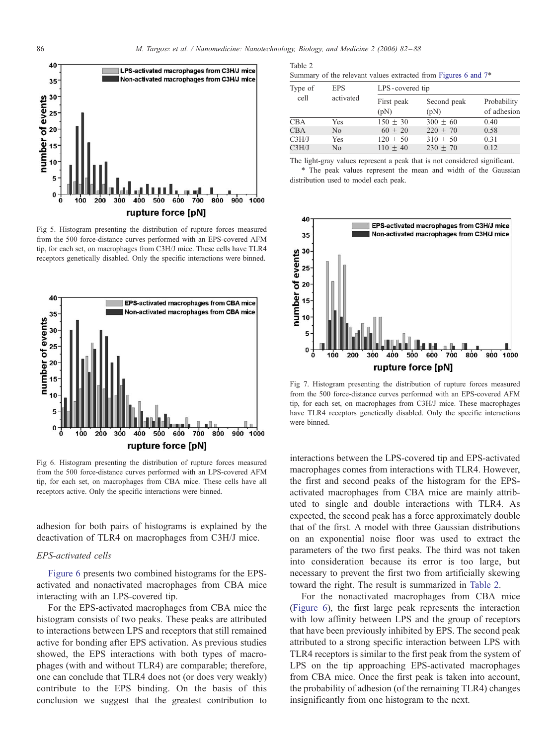Fig 5. Histogram presenting the distribution of rupture forces measured from the 500 force-distance curves performed with an EPS-covered AFM tip, for each set, on macrophages from C3H/J mice. These cells have TLR4 receptors genetically disabled. Only the specific interactions were binned.

Fig 6. Histogram presenting the distribution of rupture forces measured from the 500 force-distance curves performed with an LPS-covered AFM tip, for each set, on macrophages from CBA mice. These cells have all receptors active. Only the specific interactions were binned.

adhesion for both pairs of histograms is explained by the deactivation of TLR4 on macrophages from C3H/J mice.

*EPS-activated cells*

Figure 6 presents two combined histograms for the EPS-activated and nonactivated macrophages from CBA mice interacting with an LPS-covered tip.

For the EPS-activated macrophages from CBA mice the histogram consists of two peaks. These peaks are attributed to interactions between LPS and receptors that still remained active for bonding after EPS activation. As previous studies showed, the EPS interactions with both types of macrophages (with and without TLR4) are comparable; therefore, one can conclude that TLR4 does not (or does very weakly) contribute to the EPS binding. On the basis of this conclusion we suggest that the greatest contribution to interactions between the LPS-covered tip and EPS-activated macrophages comes from interactions with TLR4. However, the first and second peaks of the histogram for the EPS-activated macrophages from CBA mice are mainly attributed to single and double interactions with TLR4. As expected, the second peak has a force approximately double that of the first. A model with three Gaussian distributions on an exponential noise floor was used to extract the parameters of the two first peaks. The third was not taken into consideration because its error is too large, but necessary to prevent the first two from artificially skewing toward the right. The result is summarized in Table 2.

For the nonactivated macrophages from CBA mice (Figure 6), the first large peak represents the interaction with low affinity between LPS and the group of receptors that have been previously inhibited by EPS. The second peak attributed to a strong specific interaction between LPS with TLR4 receptors is similar to the first peak from the system of LPS on the tip approaching EPS-activated macrophages from CBA mice. Once the first peak is taken into account, the probability of adhesion (of the remaining TLR4) changes insignificantly from one histogram to the next.

Table 2

Summary of the relevant values extracted from Figures 6 and 7*

| Type of cell | EPS activated | LPS-covered tip | | |
|---|---|---|---|---|
| | | First peak (pN) | Second peak (pN) | Probability of adhesion |
| CBA | Yes | 150 ± 30 | 300 ± 60 | 0.40 |
| CBA | No | 60 ± 20 | 220 ± 70 | 0.58 |
| C3H/J | Yes | 120 ± 50 | 310 ± 50 | 0.31 |
| C3H/J | No | 110 ± 40 | 230 ± 70 | 0.12 |

The light-gray values represent a peak that is not considered significant.

\* The peak values represent the mean and width of the Gaussian distribution used to model each peak.

Fig 7. Histogram presenting the distribution of rupture forces measured from the 500 force-distance curves performed with an EPS-covered AFM tip, for each set, on macrophages from C3H/J mice. These macrophages have TLR4 receptors genetically disabled. Only the specific interactions were binned.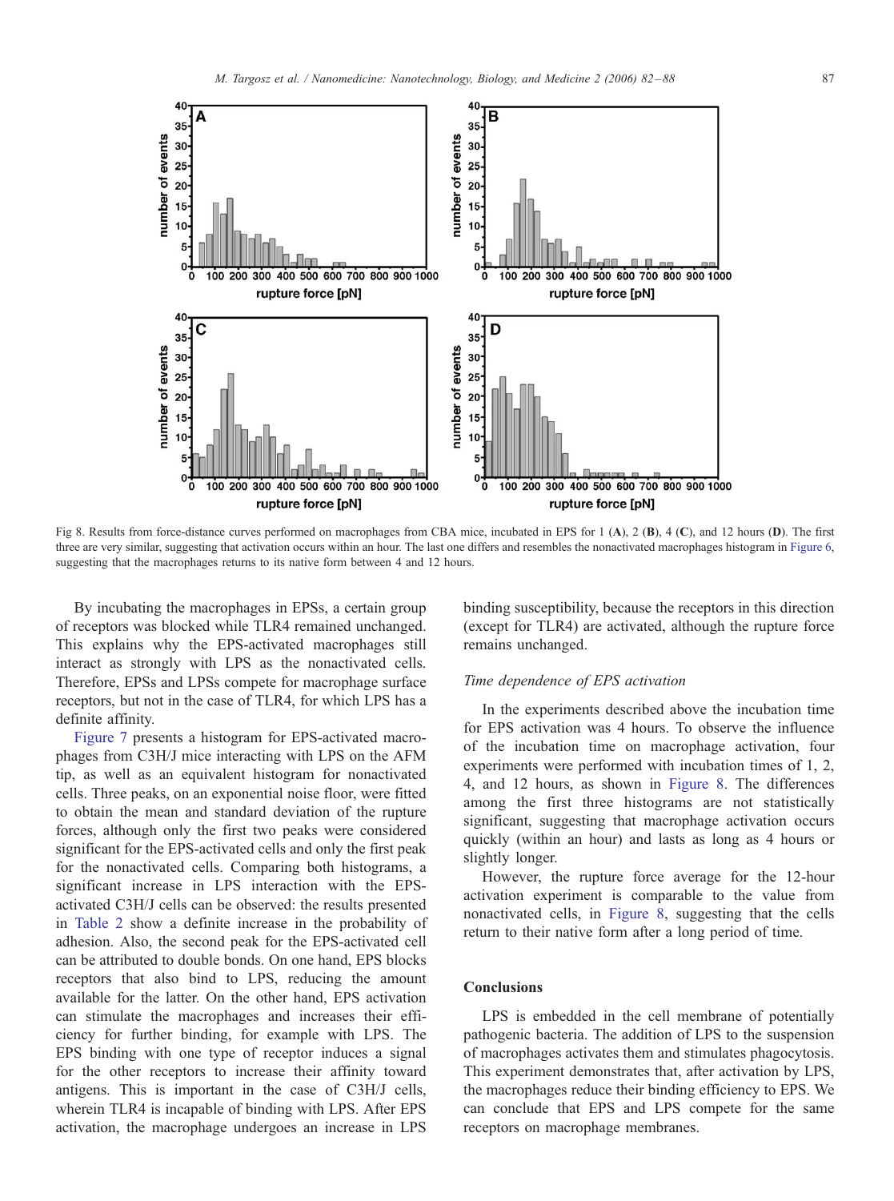Fig 8. Results from force-distance curves performed on macrophages from CBA mice, incubated in EPS for 1 (**A**), 2 (**B**), 4 (**C**), and 12 hours (**D**). The first three are very similar, suggesting that activation occurs within an hour. The last one differs and resembles the nonactivated macrophages histogram in Figure 6, suggesting that the macrophages returns to its native form between 4 and 12 hours.

By incubating the macrophages in EPSs, a certain group of receptors was blocked while TLR4 remained unchanged. This explains why the EPS-activated macrophages still interact as strongly with LPS as the nonactivated cells. Therefore, EPSs and LPSs compete for macrophage surface receptors, but not in the case of TLR4, for which LPS has a definite affinity.

Figure 7 presents a histogram for EPS-activated macrophages from C3H/J mice interacting with LPS on the AFM tip, as well as an equivalent histogram for nonactivated cells. Three peaks, on an exponential noise floor, were fitted to obtain the mean and standard deviation of the rupture forces, although only the first two peaks were considered significant for the EPS-activated cells and only the first peak for the nonactivated cells. Comparing both histograms, a significant increase in LPS interaction with the EPS-activated C3H/J cells can be observed: the results presented in Table 2 show a definite increase in the probability of adhesion. Also, the second peak for the EPS-activated cell can be attributed to double bonds. On one hand, EPS blocks receptors that also bind to LPS, reducing the amount available for the latter. On the other hand, EPS activation can stimulate the macrophages and increases their efficiency for further binding, for example with LPS. The EPS binding with one type of receptor induces a signal for the other receptors to increase their affinity toward antigens. This is important in the case of C3H/J cells, wherein TLR4 is incapable of binding with LPS. After EPS activation, the macrophage undergoes an increase in LPS binding susceptibility, because the receptors in this direction (except for TLR4) are activated, although the rupture force remains unchanged.

### *Time dependence of EPS activation*

In the experiments described above the incubation time for EPS activation was 4 hours. To observe the influence of the incubation time on macrophage activation, four experiments were performed with incubation times of 1, 2, 4, and 12 hours, as shown in Figure 8. The differences among the first three histograms are not statistically significant, suggesting that macrophage activation occurs quickly (within an hour) and lasts as long as 4 hours or slightly longer.

However, the rupture force average for the 12-hour activation experiment is comparable to the value from nonactivated cells, in Figure 8, suggesting that the cells return to their native form after a long period of time.

## Conclusions

LPS is embedded in the cell membrane of potentially pathogenic bacteria. The addition of LPS to the suspension of macrophages activates them and stimulates phagocytosis. This experiment demonstrates that, after activation by LPS, the macrophages reduce their binding efficiency to EPS. We can conclude that EPS and LPS compete for the same receptors on macrophage membranes.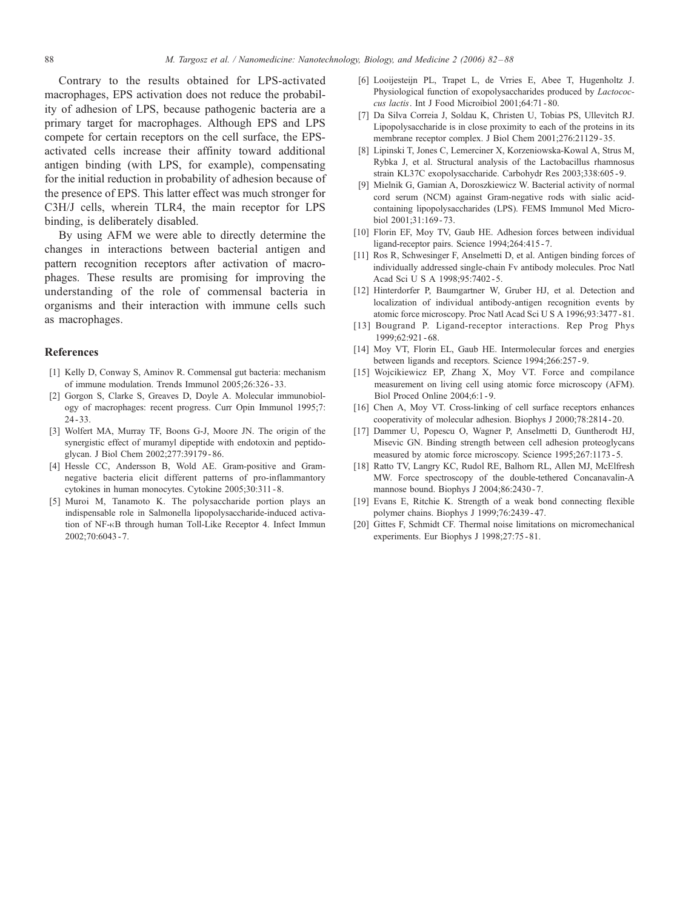Contrary to the results obtained for LPS-activated macrophages, EPS activation does not reduce the probability of adhesion of LPS, because pathogenic bacteria are a primary target for macrophages. Although EPS and LPS compete for certain receptors on the cell surface, the EPS-activated cells increase their affinity toward additional antigen binding (with LPS, for example), compensating for the initial reduction in probability of adhesion because of the presence of EPS. This latter effect was much stronger for C3H/J cells, wherein TLR4, the main receptor for LPS binding, is deliberately disabled.

By using AFM we were able to directly determine the changes in interactions between bacterial antigen and pattern recognition receptors after activation of macrophages. These results are promising for improving the understanding of the role of commensal bacteria in organisms and their interaction with immune cells such as macrophages.

## References

[1] Kelly D, Conway S, Aminov R. Commensal gut bacteria: mechanism of immune modulation. Trends Immunol 2005;26:326 - 33.

[2] Gorgon S, Clarke S, Greaves D, Doyle A. Molecular immunobiology of macrophages: recent progress. Curr Opin Immunol 1995;7: 24 - 33.

[3] Wolfert MA, Murray TF, Boons G-J, Moore JN. The origin of the synergistic effect of muramyl dipeptide with endotoxin and peptidoglycan. J Biol Chem 2002;277:39179 - 86.

[4] Hessle CC, Andersson B, Wold AE. Gram-positive and Gram-negative bacteria elicit different patterns of pro-inflammantory cytokines in human monocytes. Cytokine 2005;30:311 - 8.

[5] Muroi M, Tanamoto K. The polysaccharide portion plays an indispensable role in Salmonella lipopolysaccharide-induced activation of NF-κB through human Toll-Like Receptor 4. Infect Immun 2002;70:6043 - 7.

[6] Looijesteijn PL, Trapet L, de Vrries E, Abee T, Hugenholtz J. Physiological function of exopolysaccharides produced by *Lactococcus lactis*. Int J Food Microibiol 2001;64:71 - 80.

[7] Da Silva Correia J, Soldau K, Christen U, Tobias PS, Ullevitch RJ. Lipopolysaccharide is in close proximity to each of the proteins in its membrane receptor complex. J Biol Chem 2001;276:21129 - 35.

[8] Lipinski T, Jones C, Lemerciner X, Korzeniowska-Kowal A, Strus M, Rybka J, et al. Structural analysis of the Lactobacillus rhamnosus strain KL37C exopolysaccharide. Carbohydr Res 2003;338:605 - 9.

[9] Mielnik G, Gamian A, Doroszkiewicz W. Bacterial activity of normal cord serum (NCM) against Gram-negative rods with sialic acid-containing lipopolysaccharides (LPS). FEMS Immunol Med Microbiol 2001;31:169 - 73.

[10] Florin EF, Moy TV, Gaub HE. Adhesion forces between individual ligand-receptor pairs. Science 1994;264:415 - 7.

[11] Ros R, Schwesinger F, Anselmetti D, et al. Antigen binding forces of individually addressed single-chain Fv antibody molecules. Proc Natl Acad Sci U S A 1998;95:7402 - 5.

[12] Hinterdorfer P, Baumgartner W, Gruber HJ, et al. Detection and localization of individual antibody-antigen recognition events by atomic force microscopy. Proc Natl Acad Sci U S A 1996;93:3477 - 81.

[13] Bougrand P. Ligand-receptor interactions. Rep Prog Phys 1999;62:921 - 68.

[14] Moy VT, Florin EL, Gaub HE. Intermolecular forces and energies between ligands and receptors. Science 1994;266:257 - 9.

[15] Wojcikiewicz EP, Zhang X, Moy VT. Force and compilance measurement on living cell using atomic force microscopy (AFM). Biol Proced Online 2004;6:1 - 9.

[16] Chen A, Moy VT. Cross-linking of cell surface receptors enhances cooperativity of molecular adhesion. Biophys J 2000;78:2814 - 20.

[17] Dammer U, Popescu O, Wagner P, Anselmetti D, Guntherodt HJ, Misevic GN. Binding strength between cell adhesion proteoglycans measured by atomic force microscopy. Science 1995;267:1173 - 5.

[18] Ratto TV, Langry KC, Rudol RE, Balhorn RL, Allen MJ, McElfresh MW. Force spectroscopy of the double-tethered Concanavalin-A mannose bound. Biophys J 2004;86:2430 - 7.

[19] Evans E, Ritchie K. Strength of a weak bond connecting flexible polymer chains. Biophys J 1999;76:2439 - 47.

[20] Gittes F, Schmidt CF. Thermal noise limitations on micromechanical experiments. Eur Biophys J 1998;27:75 - 81.